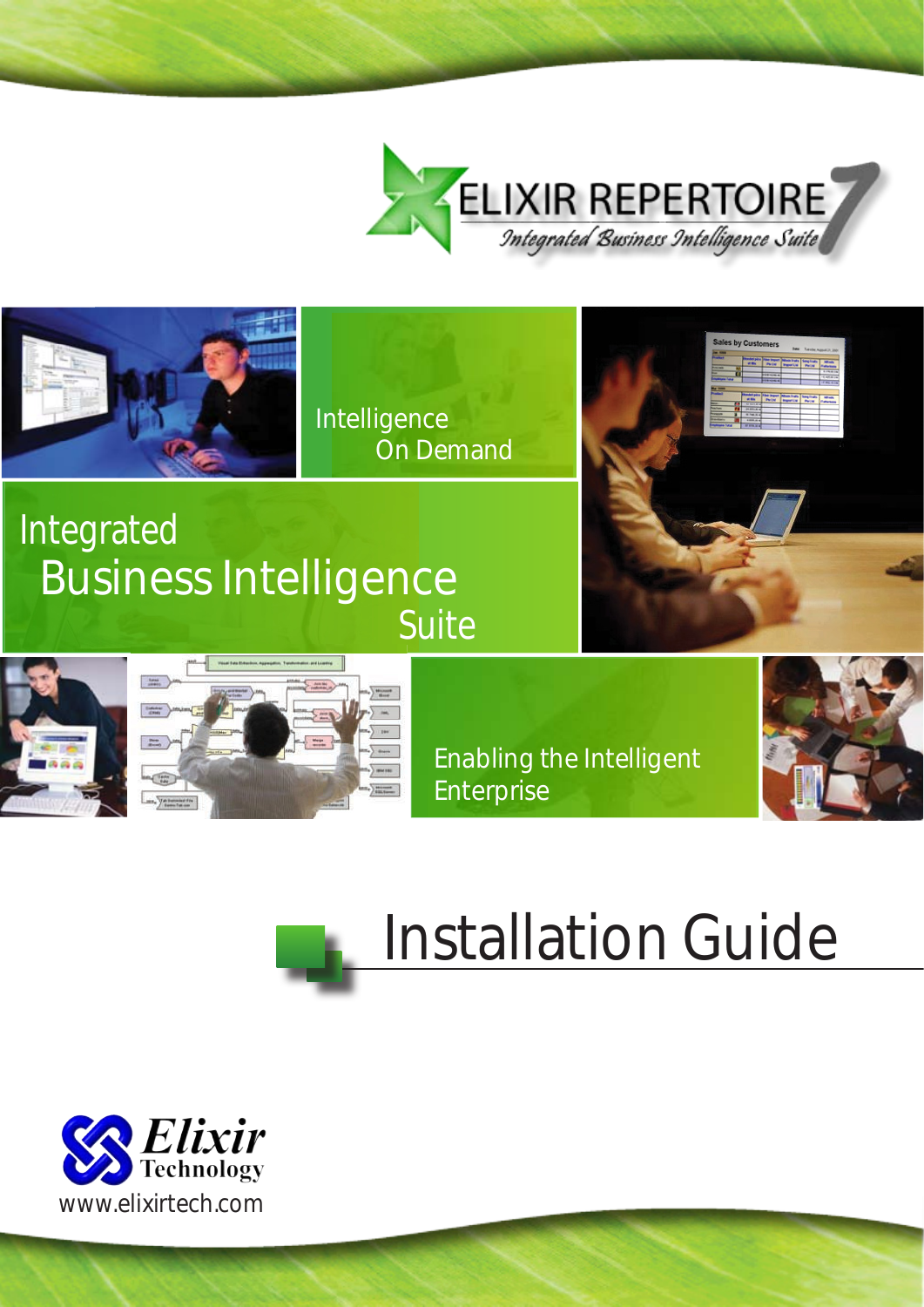# ELIXIR REPERTOIRE 7

*Integrated Business Intelligence Suite*

Intelligence
On Demand

Integrated
Business Intelligence
Suite

Enabling the Intelligent Enterprise

# Installation Guide

Elixir Technology

www.elixirtech.com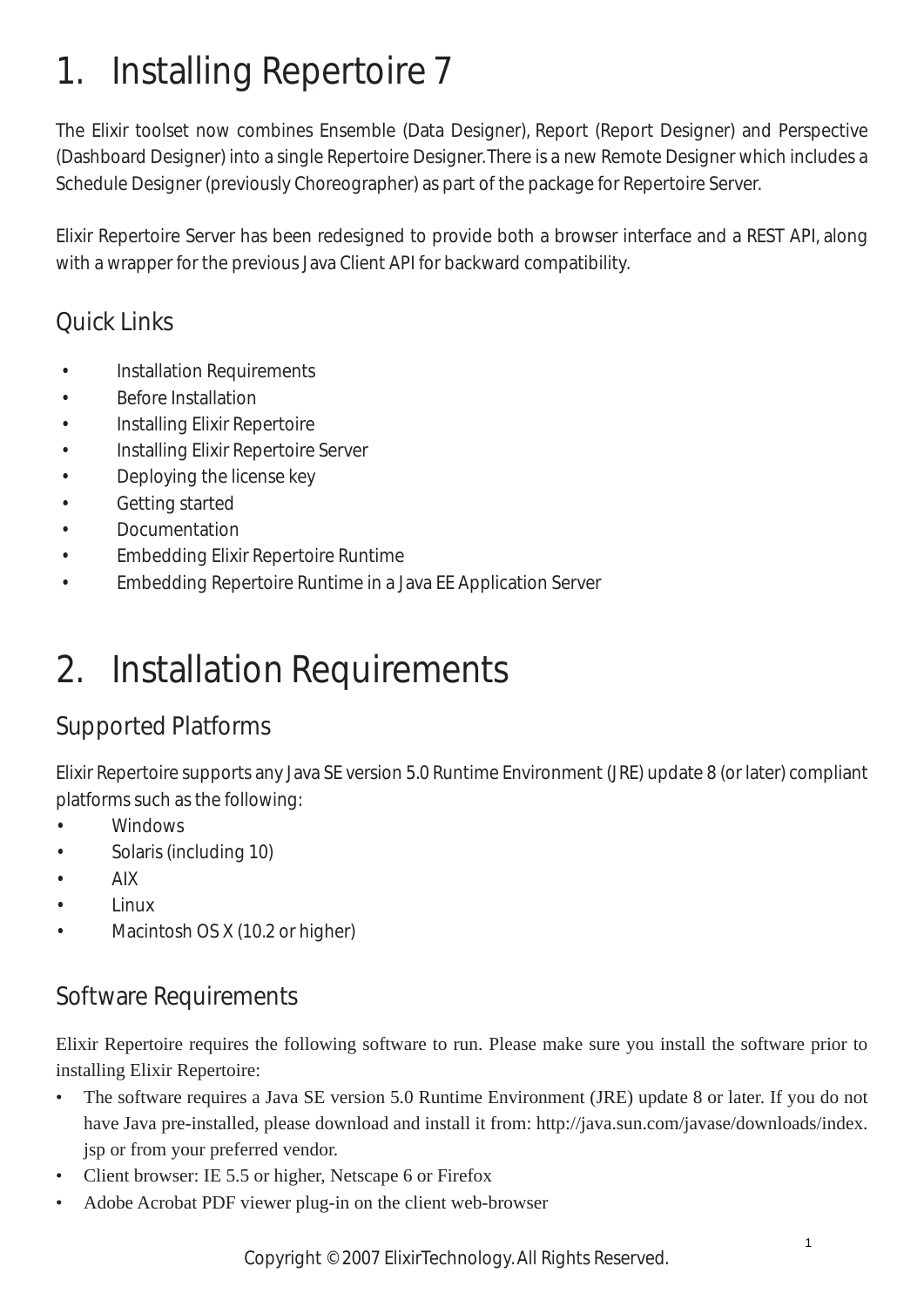# 1. Installing Repertoire 7

The Elixir toolset now combines Ensemble (Data Designer), Report (Report Designer) and Perspective (Dashboard Designer) into a single Repertoire Designer. There is a new Remote Designer which includes a Schedule Designer (previously Choreographer) as part of the package for Repertoire Server.

Elixir Repertoire Server has been redesigned to provide both a browser interface and a REST API, along with a wrapper for the previous Java Client API for backward compatibility.

## Quick Links

- Installation Requirements
- Before Installation
- Installing Elixir Repertoire
- Installing Elixir Repertoire Server
- Deploying the license key
- Getting started
- Documentation
- Embedding Elixir Repertoire Runtime
- Embedding Repertoire Runtime in a Java EE Application Server

# 2. Installation Requirements

## Supported Platforms

Elixir Repertoire supports any Java SE version 5.0 Runtime Environment (JRE) update 8 (or later) compliant platforms such as the following:

- Windows
- Solaris (including 10)
- AIX
- Linux
- Macintosh OS X (10.2 or higher)

## Software Requirements

Elixir Repertoire requires the following software to run. Please make sure you install the software prior to installing Elixir Repertoire:

- The software requires a Java SE version 5.0 Runtime Environment (JRE) update 8 or later. If you do not have Java pre-installed, please download and install it from: http://java.sun.com/javase/downloads/index.jsp or from your preferred vendor.
- Client browser: IE 5.5 or higher, Netscape 6 or Firefox
- Adobe Acrobat PDF viewer plug-in on the client web-browser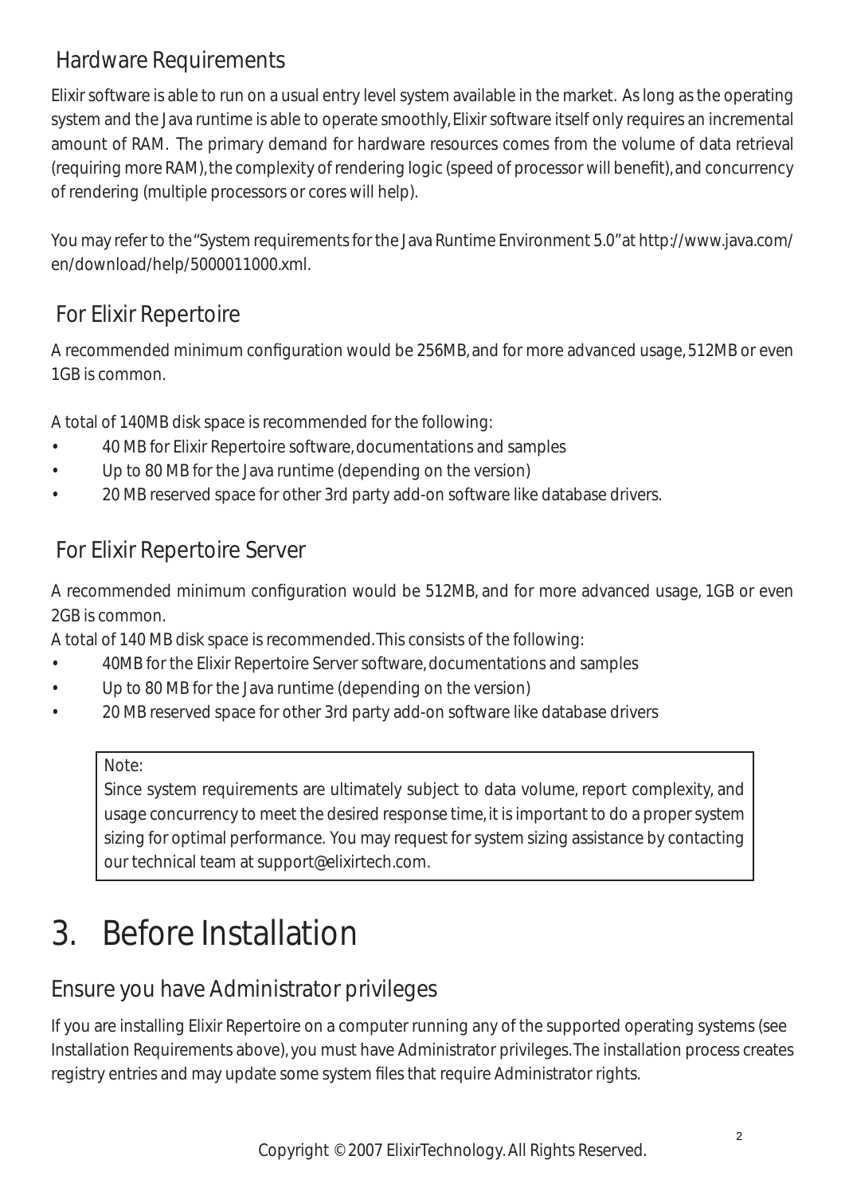## Hardware Requirements

Elixir software is able to run on a usual entry level system available in the market. As long as the operating system and the Java runtime is able to operate smoothly, Elixir software itself only requires an incremental amount of RAM. The primary demand for hardware resources comes from the volume of data retrieval (requiring more RAM), the complexity of rendering logic (speed of processor will benefit), and concurrency of rendering (multiple processors or cores will help).

You may refer to the "System requirements for the Java Runtime Environment 5.0" at http://www.java.com/en/download/help/5000011000.xml.

### For Elixir Repertoire

A recommended minimum configuration would be 256MB, and for more advanced usage, 512MB or even 1GB is common.

A total of 140MB disk space is recommended for the following:

- 40 MB for Elixir Repertoire software, documentations and samples
- Up to 80 MB for the Java runtime (depending on the version)
- 20 MB reserved space for other 3rd party add-on software like database drivers.

### For Elixir Repertoire Server

A recommended minimum configuration would be 512MB, and for more advanced usage, 1GB or even 2GB is common.

A total of 140 MB disk space is recommended. This consists of the following:

- 40MB for the Elixir Repertoire Server software, documentations and samples
- Up to 80 MB for the Java runtime (depending on the version)
- 20 MB reserved space for other 3rd party add-on software like database drivers

> Note:
> Since system requirements are ultimately subject to data volume, report complexity, and usage concurrency to meet the desired response time, it is important to do a proper system sizing for optimal performance. You may request for system sizing assistance by contacting our technical team at support@elixirtech.com.

# 3. Before Installation

## Ensure you have Administrator privileges

If you are installing Elixir Repertoire on a computer running any of the supported operating systems (see Installation Requirements above), you must have Administrator privileges. The installation process creates registry entries and may update some system files that require Administrator rights.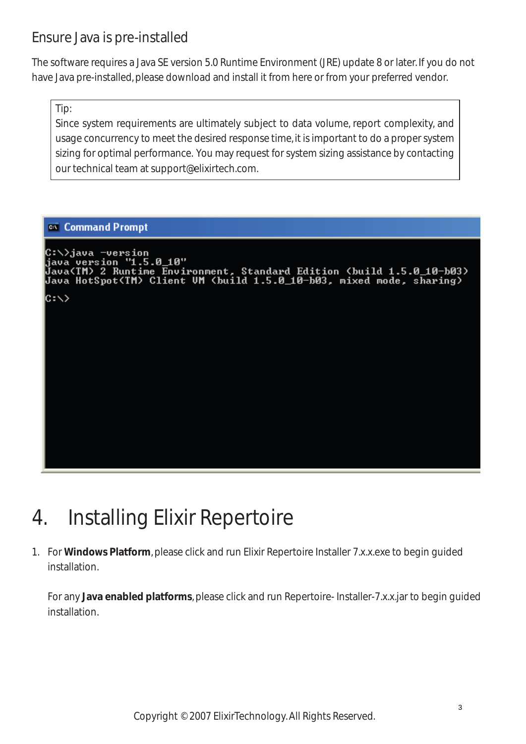## Ensure Java is pre-installed

The software requires a Java SE version 5.0 Runtime Environment (JRE) update 8 or later. If you do not have Java pre-installed, please download and install it from here or from your preferred vendor.

> Tip:
> Since system requirements are ultimately subject to data volume, report complexity, and usage concurrency to meet the desired response time, it is important to do a proper system sizing for optimal performance. You may request for system sizing assistance by contacting our technical team at support@elixirtech.com.

```
C:\>java -version
java version "1.5.0_10"
Java(TM) 2 Runtime Environment, Standard Edition (build 1.5.0_10-b03)
Java HotSpot(TM) Client VM (build 1.5.0_10-b03, mixed mode, sharing)

C:\>
```

# 4. Installing Elixir Repertoire

1. For **Windows Platform**, please click and run Elixir Repertoire Installer 7.x.x.exe to begin guided installation.

   For any **Java enabled platforms**, please click and run Repertoire- Installer-7.x.x.jar to begin guided installation.

Copyright © 2007 ElixirTechnology. All Rights Reserved.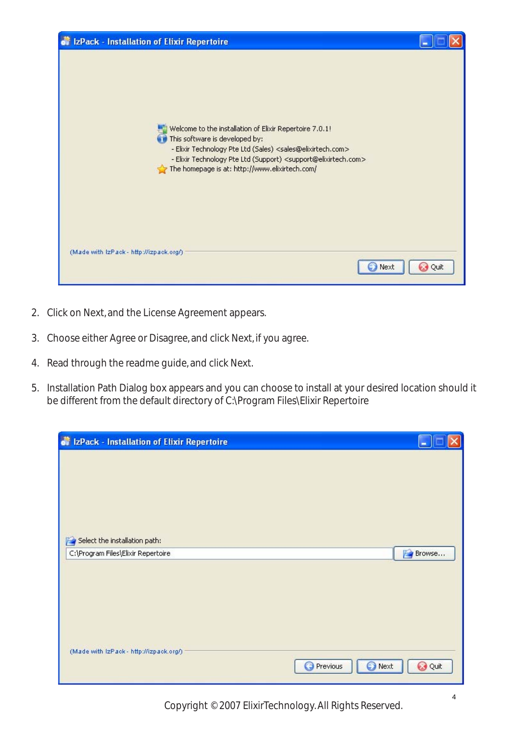2. Click on Next, and the License Agreement appears.

3. Choose either Agree or Disagree, and click Next, if you agree.

4. Read through the readme guide, and click Next.

5. Installation Path Dialog box appears and you can choose to install at your desired location should it be different from the default directory of C:\Program Files\Elixir Repertoire

Copyright © 2007 ElixirTechnology. All Rights Reserved.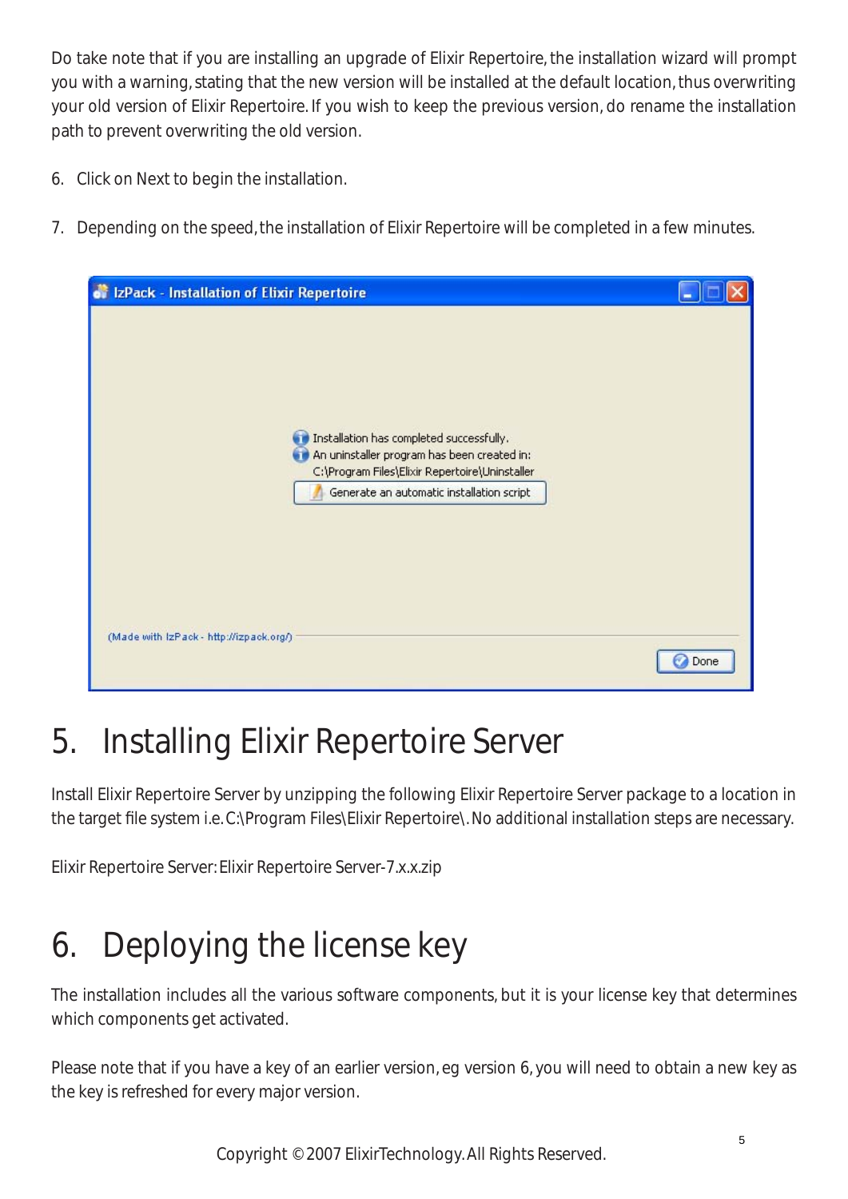Do take note that if you are installing an upgrade of Elixir Repertoire, the installation wizard will prompt you with a warning, stating that the new version will be installed at the default location, thus overwriting your old version of Elixir Repertoire. If you wish to keep the previous version, do rename the installation path to prevent overwriting the old version.

6. Click on Next to begin the installation.

7. Depending on the speed, the installation of Elixir Repertoire will be completed in a few minutes.

# 5. Installing Elixir Repertoire Server

Install Elixir Repertoire Server by unzipping the following Elixir Repertoire Server package to a location in the target file system i.e. C:\Program Files\Elixir Repertoire\. No additional installation steps are necessary.

Elixir Repertoire Server: Elixir Repertoire Server-7.x.x.zip

# 6. Deploying the license key

The installation includes all the various software components, but it is your license key that determines which components get activated.

Please note that if you have a key of an earlier version, eg version 6, you will need to obtain a new key as the key is refreshed for every major version.

Copyright © 2007 ElixirTechnology. All Rights Reserved.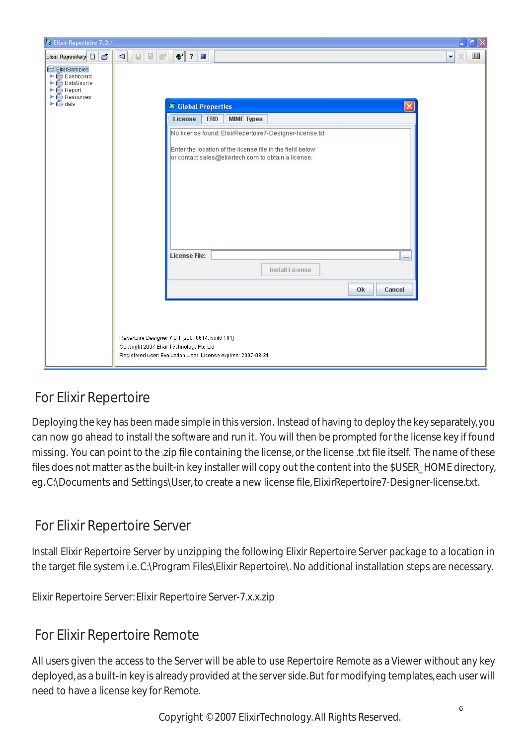## For Elixir Repertoire

Deploying the key has been made simple in this version. Instead of having to deploy the key separately, you can now go ahead to install the software and run it. You will then be prompted for the license key if found missing. You can point to the .zip file containing the license, or the license .txt file itself. The name of these files does not matter as the built-in key installer will copy out the content into the $USER_HOME directory, eg. C:\Documents and Settings\User, to create a new license file, ElixirRepertoire7-Designer-license.txt.

## For Elixir Repertoire Server

Install Elixir Repertoire Server by unzipping the following Elixir Repertoire Server package to a location in the target file system i.e. C:\Program Files\Elixir Repertoire\. No additional installation steps are necessary.

Elixir Repertoire Server: Elixir Repertoire Server-7.x.x.zip

## For Elixir Repertoire Remote

All users given the access to the Server will be able to use Repertoire Remote as a Viewer without any key deployed, as a built-in key is already provided at the server side. But for modifying templates, each user will need to have a license key for Remote.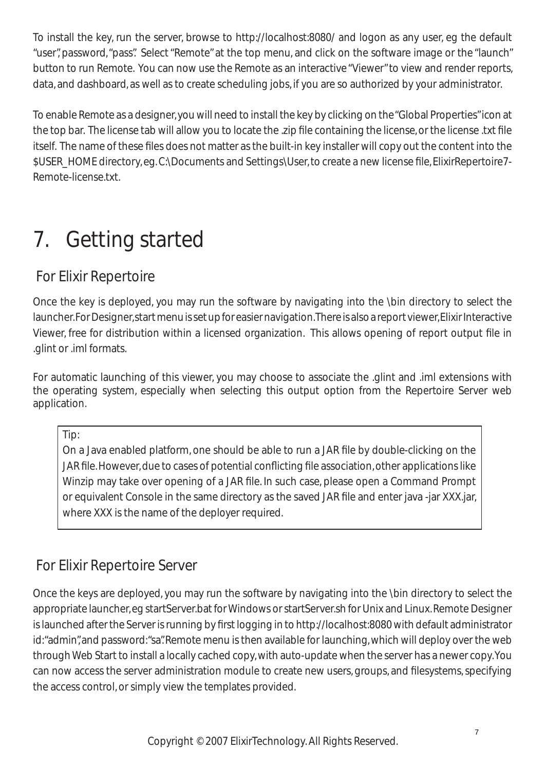To install the key, run the server, browse to http://localhost:8080/ and logon as any user, eg the default "user", password, "pass". Select "Remote" at the top menu, and click on the software image or the "launch" button to run Remote. You can now use the Remote as an interactive "Viewer" to view and render reports, data, and dashboard, as well as to create scheduling jobs, if you are so authorized by your administrator.

To enable Remote as a designer, you will need to install the key by clicking on the "Global Properties" icon at the top bar. The license tab will allow you to locate the .zip file containing the license, or the license .txt file itself. The name of these files does not matter as the built-in key installer will copy out the content into the $USER_HOME directory, eg. C:\Documents and Settings\User, to create a new license file, ElixirRepertoire7-Remote-license.txt.

# 7. Getting started

## For Elixir Repertoire

Once the key is deployed, you may run the software by navigating into the \bin directory to select the launcher. For Designer, start menu is set up for easier navigation. There is also a report viewer, Elixir Interactive Viewer, free for distribution within a licensed organization. This allows opening of report output file in .glint or .iml formats.

For automatic launching of this viewer, you may choose to associate the .glint and .iml extensions with the operating system, especially when selecting this output option from the Repertoire Server web application.

> Tip:
> On a Java enabled platform, one should be able to run a JAR file by double-clicking on the JAR file. However, due to cases of potential conflicting file association, other applications like Winzip may take over opening of a JAR file. In such case, please open a Command Prompt or equivalent Console in the same directory as the saved JAR file and enter java -jar XXX.jar, where XXX is the name of the deployer required.

## For Elixir Repertoire Server

Once the keys are deployed, you may run the software by navigating into the \bin directory to select the appropriate launcher, eg startServer.bat for Windows or startServer.sh for Unix and Linux. Remote Designer is launched after the Server is running by first logging in to http://localhost:8080 with default administrator id: "admin", and password: "sa". Remote menu is then available for launching, which will deploy over the web through Web Start to install a locally cached copy, with auto-update when the server has a newer copy. You can now access the server administration module to create new users, groups, and filesystems, specifying the access control, or simply view the templates provided.

Copyright © 2007 ElixirTechnology. All Rights Reserved.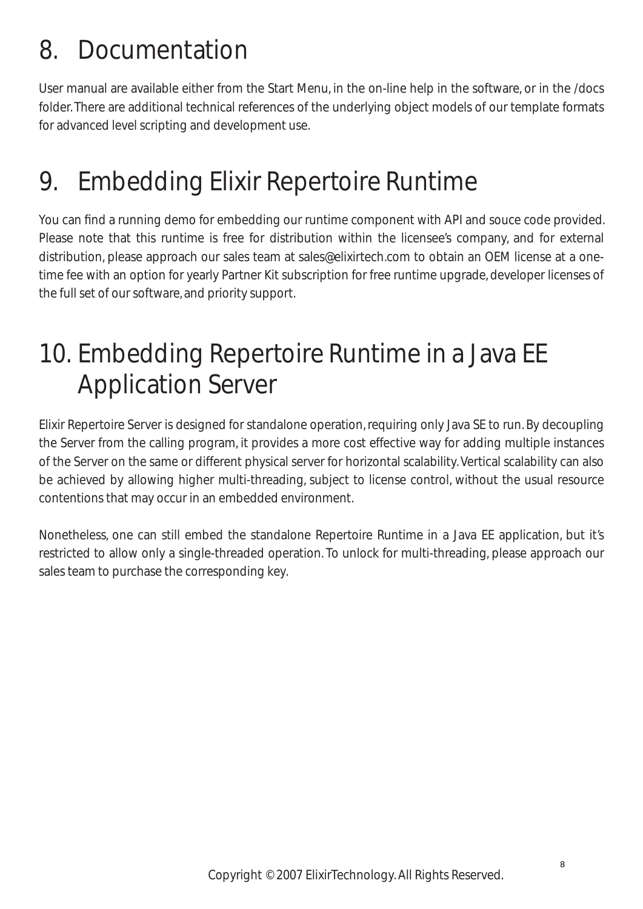# 8. Documentation

User manual are available either from the Start Menu, in the on-line help in the software, or in the /docs folder. There are additional technical references of the underlying object models of our template formats for advanced level scripting and development use.

# 9. Embedding Elixir Repertoire Runtime

You can find a running demo for embedding our runtime component with API and souce code provided. Please note that this runtime is free for distribution within the licensee's company, and for external distribution, please approach our sales team at sales@elixirtech.com to obtain an OEM license at a one-time fee with an option for yearly Partner Kit subscription for free runtime upgrade, developer licenses of the full set of our software, and priority support.

# 10. Embedding Repertoire Runtime in a Java EE Application Server

Elixir Repertoire Server is designed for standalone operation, requiring only Java SE to run. By decoupling the Server from the calling program, it provides a more cost effective way for adding multiple instances of the Server on the same or different physical server for horizontal scalability. Vertical scalability can also be achieved by allowing higher multi-threading, subject to license control, without the usual resource contentions that may occur in an embedded environment.

Nonetheless, one can still embed the standalone Repertoire Runtime in a Java EE application, but it's restricted to allow only a single-threaded operation. To unlock for multi-threading, please approach our sales team to purchase the corresponding key.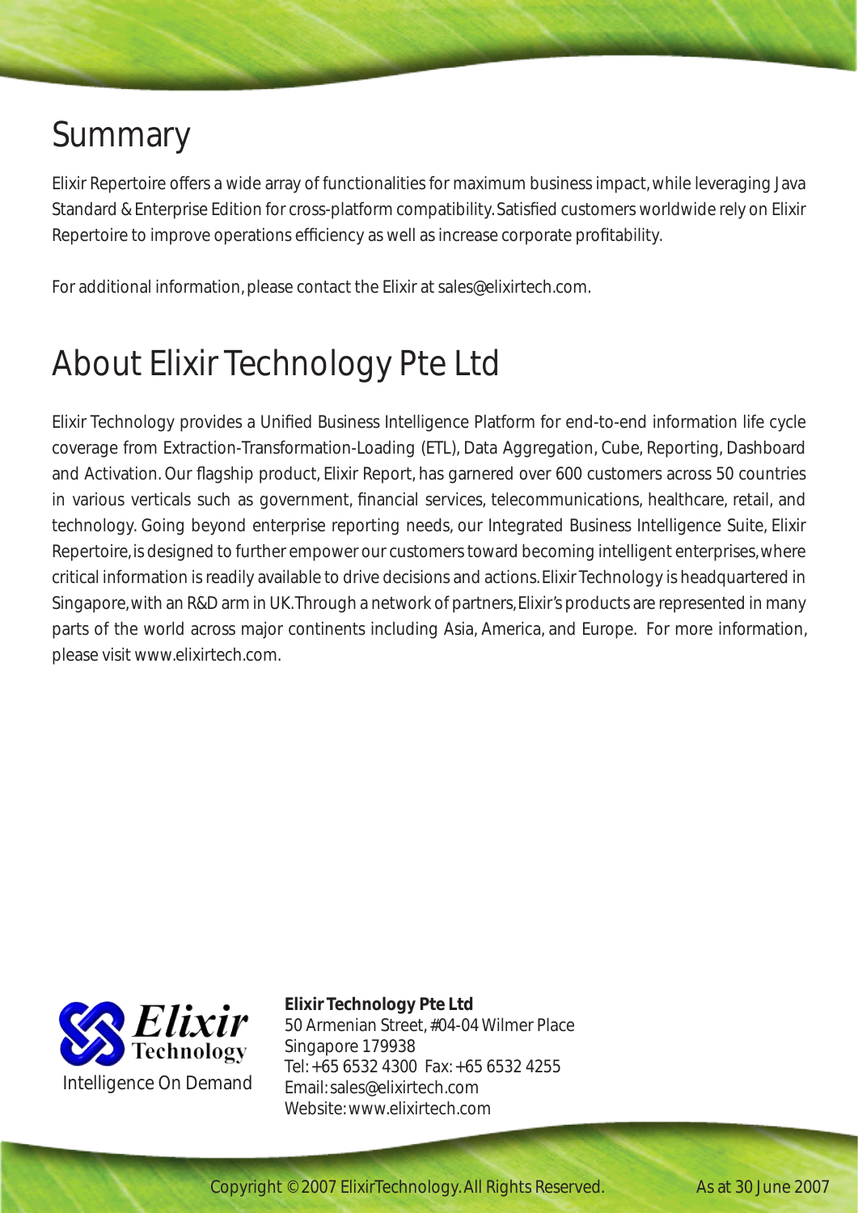## Summary

Elixir Repertoire offers a wide array of functionalities for maximum business impact, while leveraging Java Standard & Enterprise Edition for cross-platform compatibility. Satisfied customers worldwide rely on Elixir Repertoire to improve operations efficiency as well as increase corporate profitability.

For additional information, please contact the Elixir at sales@elixirtech.com.

## About Elixir Technology Pte Ltd

Elixir Technology provides a Unified Business Intelligence Platform for end-to-end information life cycle coverage from Extraction-Transformation-Loading (ETL), Data Aggregation, Cube, Reporting, Dashboard and Activation. Our flagship product, Elixir Report, has garnered over 600 customers across 50 countries in various verticals such as government, financial services, telecommunications, healthcare, retail, and technology. Going beyond enterprise reporting needs, our Integrated Business Intelligence Suite, Elixir Repertoire, is designed to further empower our customers toward becoming intelligent enterprises, where critical information is readily available to drive decisions and actions. Elixir Technology is headquartered in Singapore, with an R&D arm in UK. Through a network of partners, Elixir's products are represented in many parts of the world across major continents including Asia, America, and Europe. For more information, please visit www.elixirtech.com.

Elixir Technology

Intelligence On Demand

**Elixir Technology Pte Ltd**
50 Armenian Street, #04-04 Wilmer Place
Singapore 179938
Tel: +65 6532 4300 Fax: +65 6532 4255
Email: sales@elixirtech.com
Website: www.elixirtech.com

Copyright © 2007 ElixirTechnology. All Rights Reserved. As at 30 June 2007